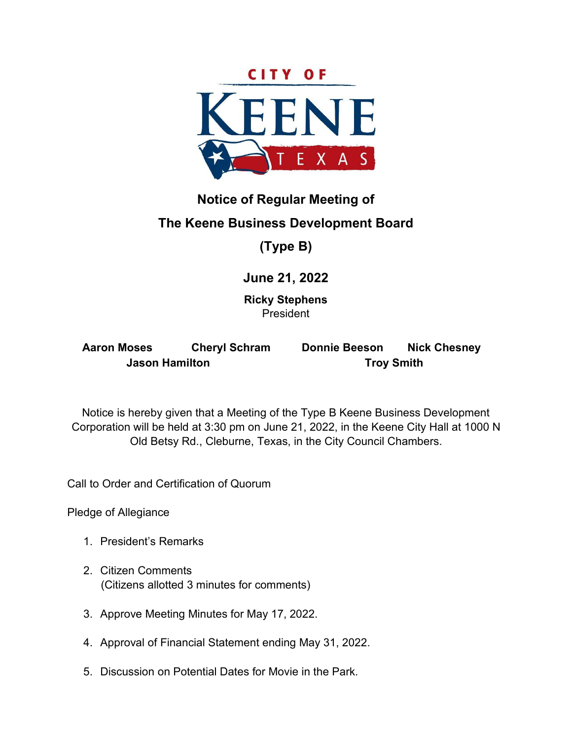CITY OF KEENE TEXAS

# Notice of Regular Meeting of

# The Keene Business Development Board

# (Type B)

## June 21, 2022

**Ricky Stephens**
President

**Aaron Moses** **Cheryl Schram** **Donnie Beeson** **Nick Chesney**
**Jason Hamilton** **Troy Smith**

Notice is hereby given that a Meeting of the Type B Keene Business Development Corporation will be held at 3:30 pm on June 21, 2022, in the Keene City Hall at 1000 N Old Betsy Rd., Cleburne, Texas, in the City Council Chambers.

Call to Order and Certification of Quorum

Pledge of Allegiance

1. President's Remarks
2. Citizen Comments
   (Citizens allotted 3 minutes for comments)
3. Approve Meeting Minutes for May 17, 2022.
4. Approval of Financial Statement ending May 31, 2022.
5. Discussion on Potential Dates for Movie in the Park.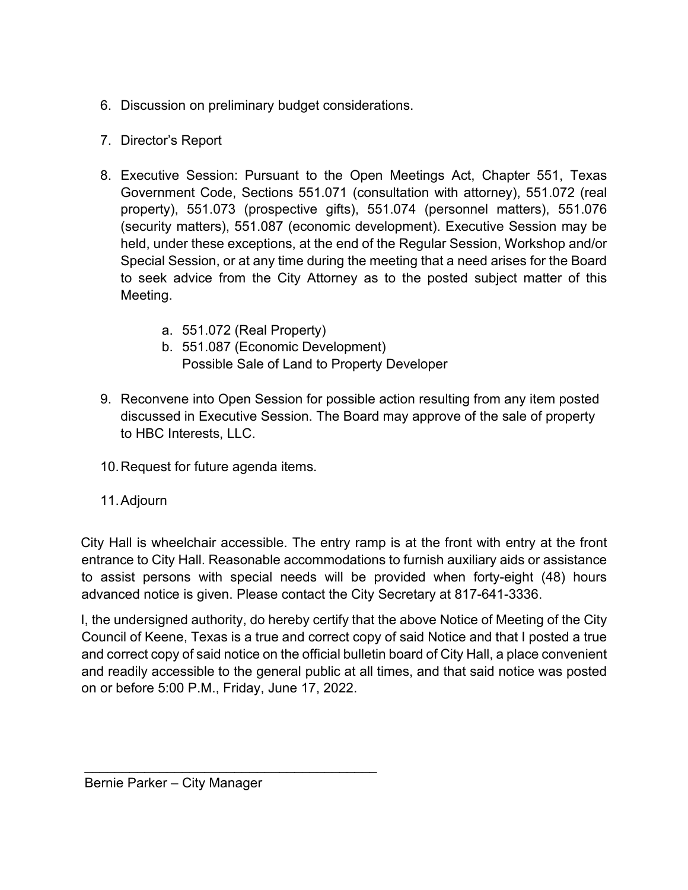6. Discussion on preliminary budget considerations.

7. Director's Report

8. Executive Session: Pursuant to the Open Meetings Act, Chapter 551, Texas Government Code, Sections 551.071 (consultation with attorney), 551.072 (real property), 551.073 (prospective gifts), 551.074 (personnel matters), 551.076 (security matters), 551.087 (economic development). Executive Session may be held, under these exceptions, at the end of the Regular Session, Workshop and/or Special Session, or at any time during the meeting that a need arises for the Board to seek advice from the City Attorney as to the posted subject matter of this Meeting.

   a. 551.072 (Real Property)
   b. 551.087 (Economic Development)
      Possible Sale of Land to Property Developer

9. Reconvene into Open Session for possible action resulting from any item posted discussed in Executive Session. The Board may approve of the sale of property to HBC Interests, LLC.

10. Request for future agenda items.

11. Adjourn

City Hall is wheelchair accessible. The entry ramp is at the front with entry at the front entrance to City Hall. Reasonable accommodations to furnish auxiliary aids or assistance to assist persons with special needs will be provided when forty-eight (48) hours advanced notice is given. Please contact the City Secretary at 817-641-3336.

I, the undersigned authority, do hereby certify that the above Notice of Meeting of the City Council of Keene, Texas is a true and correct copy of said Notice and that I posted a true and correct copy of said notice on the official bulletin board of City Hall, a place convenient and readily accessible to the general public at all times, and that said notice was posted on or before 5:00 P.M., Friday, June 17, 2022.

\_\_\_\_\_\_\_\_\_\_\_\_\_\_\_\_\_\_\_\_\_\_\_\_\_\_\_\_\_\_\_\_\_\_\_\_\_\_\_\_

Bernie Parker – City Manager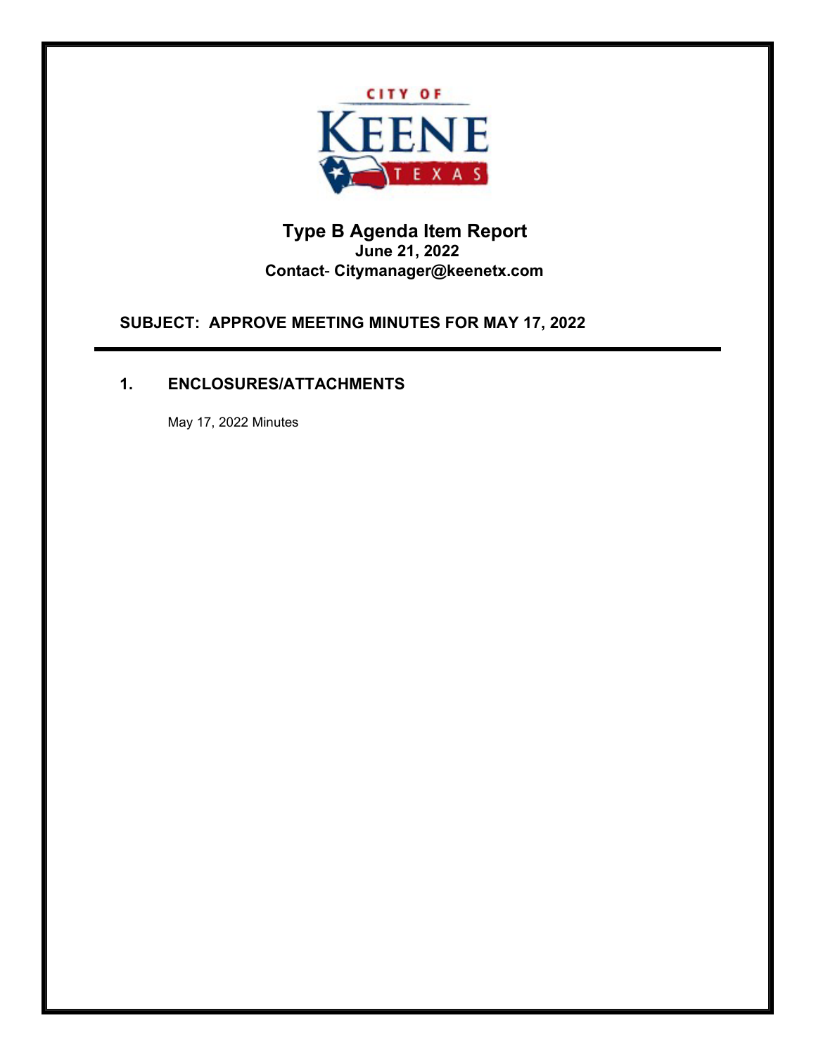CITY OF KEENE TEXAS

# Type B Agenda Item Report

**June 21, 2022**

**Contact- Citymanager@keenetx.com**

**SUBJECT: APPROVE MEETING MINUTES FOR MAY 17, 2022**

---

## 1. ENCLOSURES/ATTACHMENTS

May 17, 2022 Minutes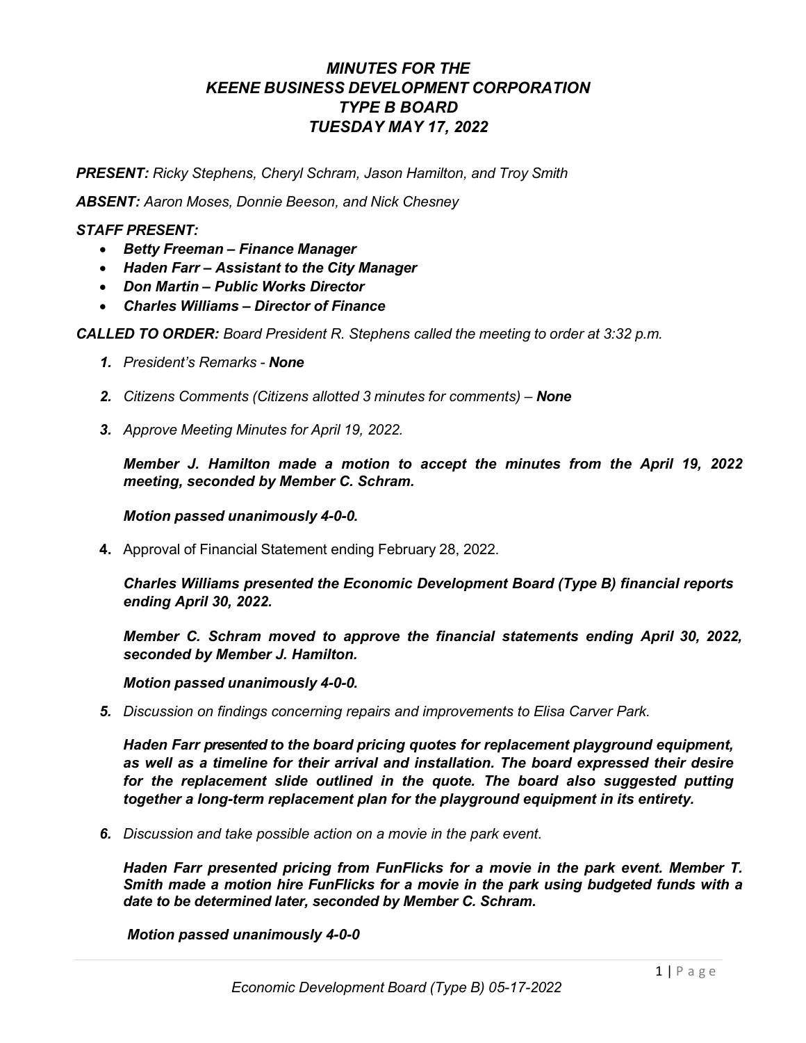# *MINUTES FOR THE KEENE BUSINESS DEVELOPMENT CORPORATION TYPE B BOARD TUESDAY MAY 17, 2022*

***PRESENT:*** *Ricky Stephens, Cheryl Schram, Jason Hamilton, and Troy Smith*

***ABSENT:*** *Aaron Moses, Donnie Beeson, and Nick Chesney*

***STAFF PRESENT:***

- ***Betty Freeman – Finance Manager***
- ***Haden Farr – Assistant to the City Manager***
- ***Don Martin – Public Works Director***
- ***Charles Williams – Director of Finance***

***CALLED TO ORDER:*** *Board President R. Stephens called the meeting to order at 3:32 p.m.*

1. *President's Remarks -* ***None***

2. *Citizens Comments (Citizens allotted 3 minutes for comments) –* ***None***

3. *Approve Meeting Minutes for April 19, 2022.*

   ***Member J. Hamilton made a motion to accept the minutes from the April 19, 2022 meeting, seconded by Member C. Schram.***

   ***Motion passed unanimously 4-0-0.***

4. Approval of Financial Statement ending February 28, 2022.

   ***Charles Williams presented the Economic Development Board (Type B) financial reports ending April 30, 2022.***

   ***Member C. Schram moved to approve the financial statements ending April 30, 2022, seconded by Member J. Hamilton.***

   ***Motion passed unanimously 4-0-0.***

5. *Discussion on findings concerning repairs and improvements to Elisa Carver Park.*

   ***Haden Farr presented to the board pricing quotes for replacement playground equipment, as well as a timeline for their arrival and installation. The board expressed their desire for the replacement slide outlined in the quote. The board also suggested putting together a long-term replacement plan for the playground equipment in its entirety.***

6. *Discussion and take possible action on a movie in the park event.*

   ***Haden Farr presented pricing from FunFlicks for a movie in the park event. Member T. Smith made a motion hire FunFlicks for a movie in the park using budgeted funds with a date to be determined later, seconded by Member C. Schram.***

   ***Motion passed unanimously 4-0-0***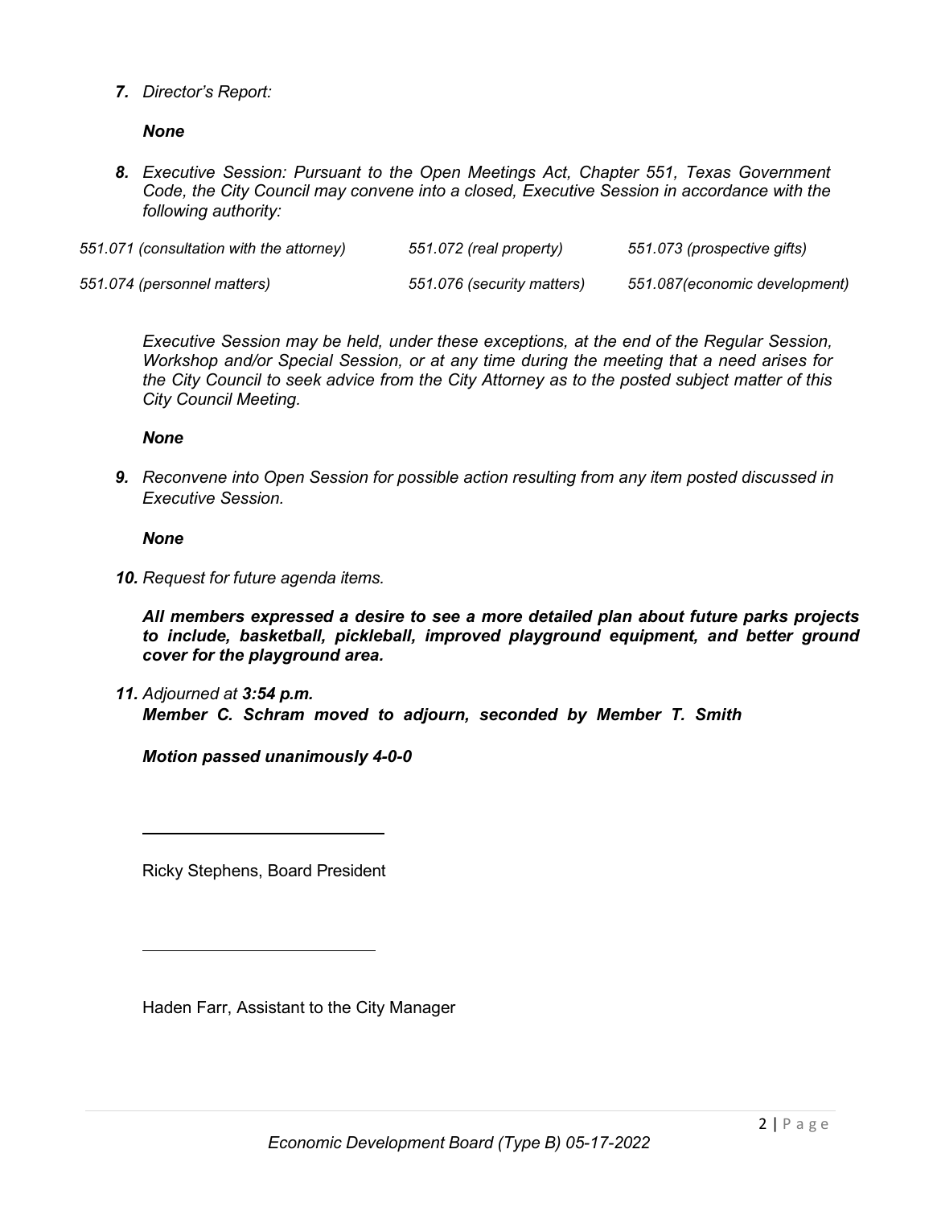7. *Director's Report:*

   ***None***

8. *Executive Session: Pursuant to the Open Meetings Act, Chapter 551, Texas Government Code, the City Council may convene into a closed, Executive Session in accordance with the following authority:*

| | | |
|---|---|---|
| *551.071 (consultation with the attorney)* | *551.072 (real property)* | *551.073 (prospective gifts)* |
| *551.074 (personnel matters)* | *551.076 (security matters)* | *551.087(economic development)* |

   *Executive Session may be held, under these exceptions, at the end of the Regular Session, Workshop and/or Special Session, or at any time during the meeting that a need arises for the City Council to seek advice from the City Attorney as to the posted subject matter of this City Council Meeting.*

   ***None***

9. *Reconvene into Open Session for possible action resulting from any item posted discussed in Executive Session.*

   ***None***

10. *Request for future agenda items.*

    ***All members expressed a desire to see a more detailed plan about future parks projects to include, basketball, pickleball, improved playground equipment, and better ground cover for the playground area.***

11. *Adjourned at* ***3:54 p.m.***
    ***Member C. Schram moved to adjourn, seconded by Member T. Smith***

    ***Motion passed unanimously 4-0-0***

\_\_\_\_\_\_\_\_\_\_\_\_\_\_\_\_\_\_\_\_\_\_\_\_\_\_\_\_

Ricky Stephens, Board President

\_\_\_\_\_\_\_\_\_\_\_\_\_\_\_\_\_\_\_\_\_\_\_\_\_\_\_\_

Haden Farr, Assistant to the City Manager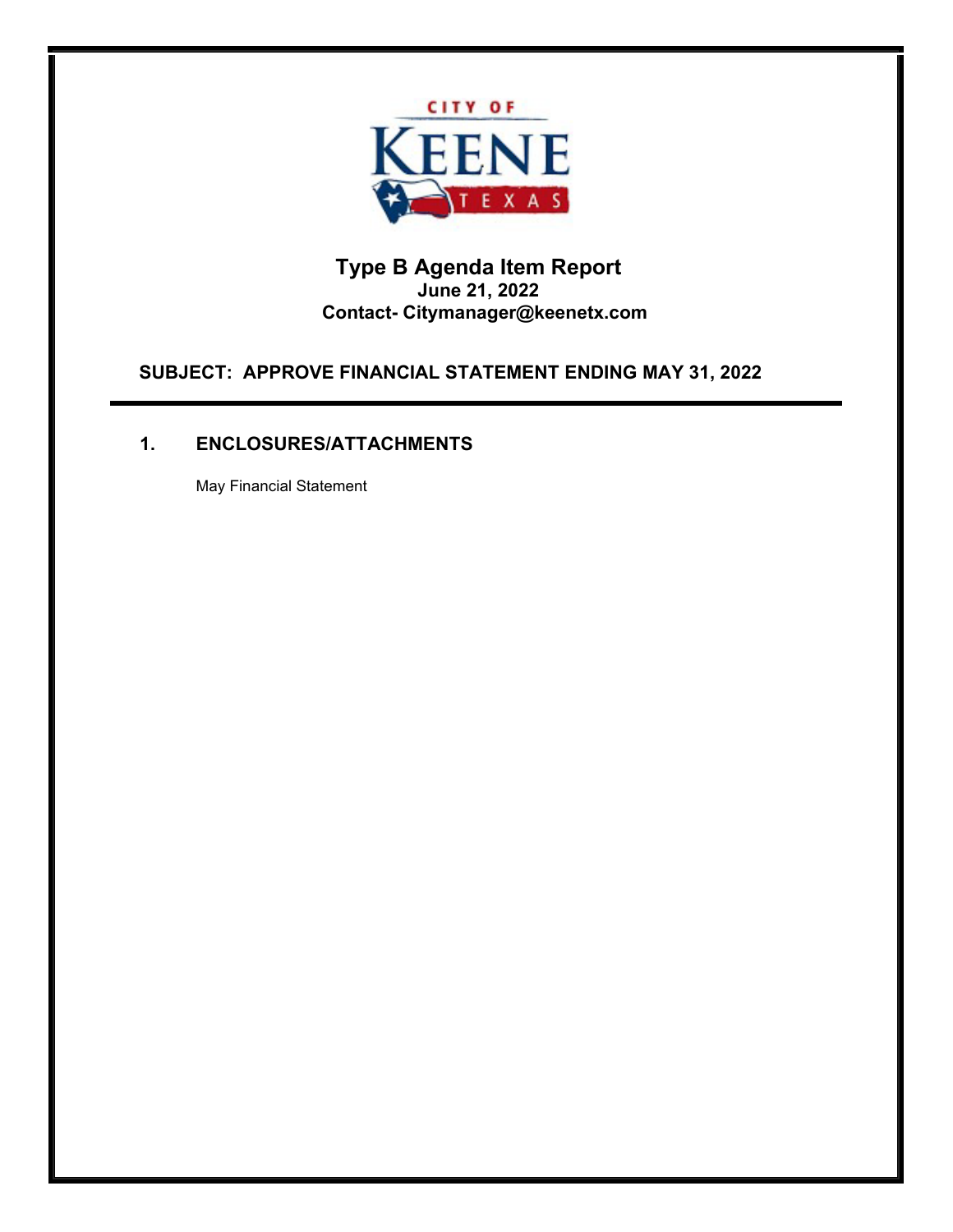# Type B Agenda Item Report

**June 21, 2022**

**Contact- Citymanager@keenetx.com**

**SUBJECT: APPROVE FINANCIAL STATEMENT ENDING MAY 31, 2022**

## 1. ENCLOSURES/ATTACHMENTS

May Financial Statement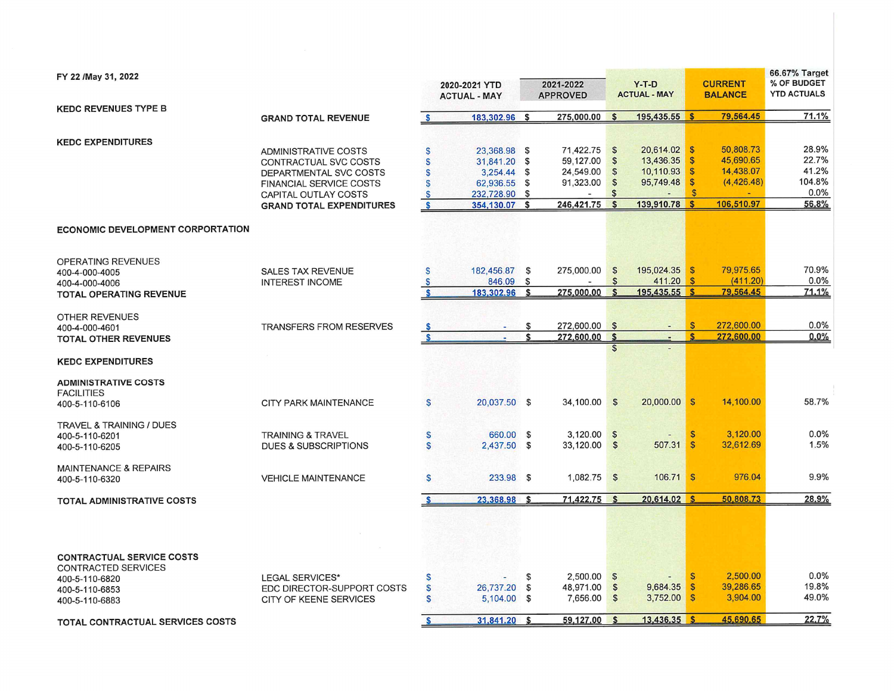FY 22 /May 31, 2022

| | | 2020-2021 YTD ACTUAL - MAY | 2021-2022 APPROVED | Y-T-D ACTUAL - MAY | CURRENT BALANCE | 66.67% Target % OF BUDGET YTD ACTUALS |
|---|---|---|---|---|---|---|
| **KEDC REVENUES TYPE B** | **GRAND TOTAL REVENUE** | $ 183,302.96 | $ 275,000.00 | $ 195,435.55 | $ 79,564.45 | 71.1% |
| **KEDC EXPENDITURES** | ADMINISTRATIVE COSTS | $ 23,368.98 | $ 71,422.75 | $ 20,614.02 | $ 50,808.73 | 28.9% |
| | CONTRACTUAL SVC COSTS | $ 31,841.20 | $ 59,127.00 | $ 13,436.35 | $ 45,690.65 | 22.7% |
| | DEPARTMENTAL SVC COSTS | $ 3,254.44 | $ 24,549.00 | $ 10,110.93 | $ 14,438.07 | 41.2% |
| | FINANCIAL SERVICE COSTS | $ 62,936.55 | $ 91,323.00 | $ 95,749.48 | $ (4,426.48) | 104.8% |
| | CAPITAL OUTLAY COSTS | $ 232,728.90 | $ - | $ - | $ - | 0.0% |
| | **GRAND TOTAL EXPENDITURES** | $ 354,130.07 | $ 246,421.75 | $ 139,910.78 | $ 106,510.97 | 56.8% |
| **ECONOMIC DEVELOPMENT CORPORATION** | | | | | | |
| OPERATING REVENUES | | | | | | |
| 400-4-000-4005 | SALES TAX REVENUE | $ 182,456.87 | $ 275,000.00 | $ 195,024.35 | $ 79,975.65 | 70.9% |
| 400-4-000-4006 | INTEREST INCOME | $ 846.09 | $ - | $ 411.20 | $ (411.20) | 0.0% |
| **TOTAL OPERATING REVENUE** | | $ 183,302.96 | $ 275,000.00 | $ 195,435.55 | $ 79,564.45 | 71.1% |
| OTHER REVENUES | | | | | | |
| 400-4-000-4601 | TRANSFERS FROM RESERVES | $ - | $ 272,600.00 | $ - | $ 272,600.00 | 0.0% |
| **TOTAL OTHER REVENUES** | | $ - | $ 272,600.00 | $ - | $ 272,600.00 | 0.0% |
| | | | | $ - | | |
| **KEDC EXPENDITURES** | | | | | | |
| **ADMINISTRATIVE COSTS** | | | | | | |
| FACILITIES | | | | | | |
| 400-5-110-6106 | CITY PARK MAINTENANCE | $ 20,037.50 | $ 34,100.00 | $ 20,000.00 | $ 14,100.00 | 58.7% |
| TRAVEL & TRAINING / DUES | | | | | | |
| 400-5-110-6201 | TRAINING & TRAVEL | $ 660.00 | $ 3,120.00 | $ - | $ 3,120.00 | 0.0% |
| 400-5-110-6205 | DUES & SUBSCRIPTIONS | $ 2,437.50 | $ 33,120.00 | $ 507.31 | $ 32,612.69 | 1.5% |
| MAINTENANCE & REPAIRS | | | | | | |
| 400-5-110-6320 | VEHICLE MAINTENANCE | $ 233.98 | $ 1,082.75 | $ 106.71 | $ 976.04 | 9.9% |
| **TOTAL ADMINISTRATIVE COSTS** | | $ 23,368.98 | $ 71,422.75 | $ 20,614.02 | $ 50,808.73 | 28.9% |
| **CONTRACTUAL SERVICE COSTS** | | | | | | |
| CONTRACTED SERVICES | | | | | | |
| 400-5-110-6820 | LEGAL SERVICES* | $ - | $ 2,500.00 | $ - | $ 2,500.00 | 0.0% |
| 400-5-110-6853 | EDC DIRECTOR-SUPPORT COSTS | $ 26,737.20 | $ 48,971.00 | $ 9,684.35 | $ 39,286.65 | 19.8% |
| 400-5-110-6883 | CITY OF KEENE SERVICES | $ 5,104.00 | $ 7,656.00 | $ 3,752.00 | $ 3,904.00 | 49.0% |
| **TOTAL CONTRACTUAL SERVICES COSTS** | | $ 31,841.20 | $ 59,127.00 | $ 13,436.35 | $ 45,690.65 | 22.7% |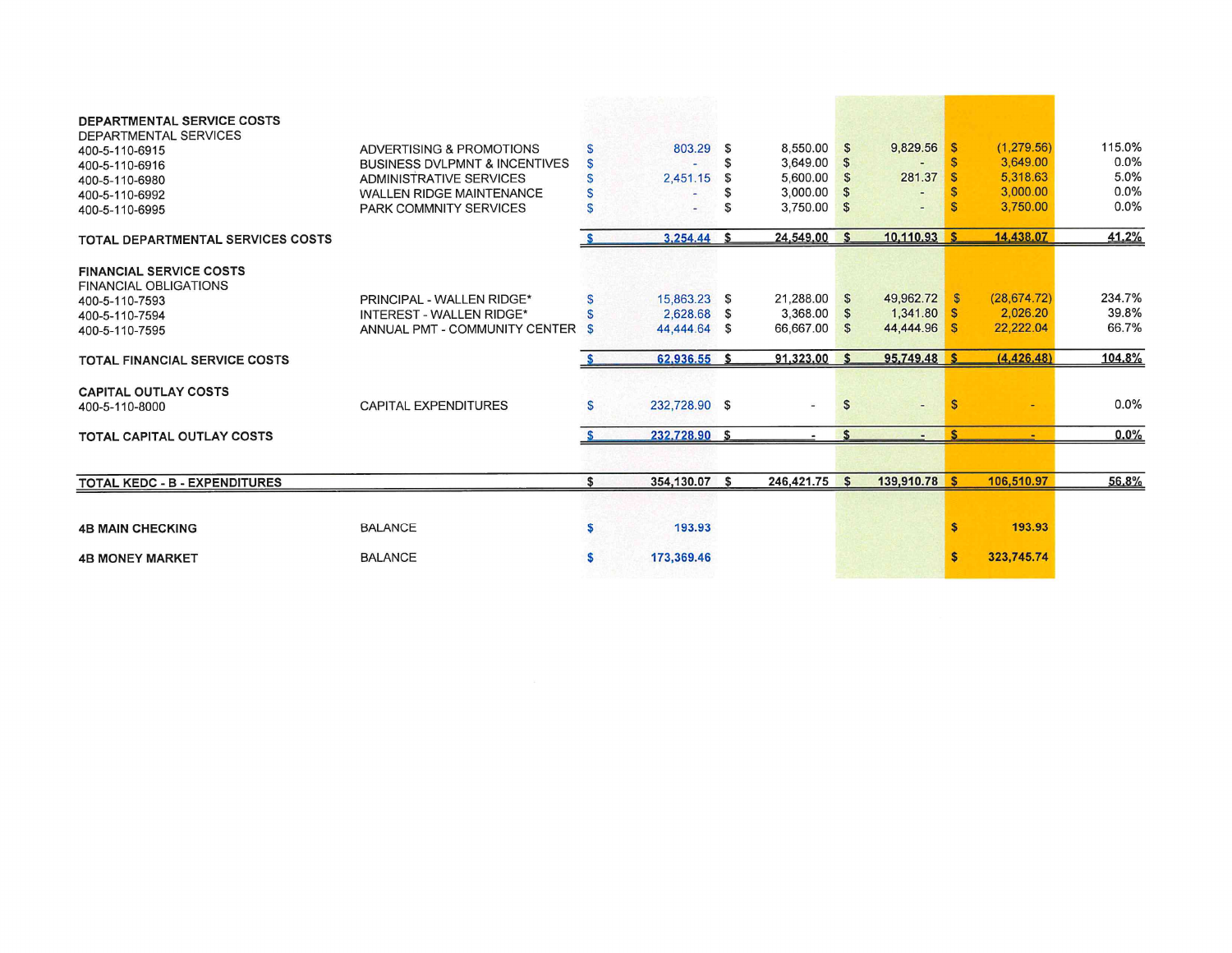| | | | | | | |
|---|---|---|---|---|---|---|
| **DEPARTMENTAL SERVICE COSTS** | | | | | | |
| DEPARTMENTAL SERVICES | | | | | | |
| 400-5-110-6915 | ADVERTISING & PROMOTIONS | $ 803.29 | $ 8,550.00 | $ 9,829.56 | $ (1,279.56) | 115.0% |
| 400-5-110-6916 | BUSINESS DVLPMNT & INCENTIVES | $ - | $ 3,649.00 | $ - | $ 3,649.00 | 0.0% |
| 400-5-110-6980 | ADMINISTRATIVE SERVICES | $ 2,451.15 | $ 5,600.00 | $ 281.37 | $ 5,318.63 | 5.0% |
| 400-5-110-6992 | WALLEN RIDGE MAINTENANCE | $ - | $ 3,000.00 | $ - | $ 3,000.00 | 0.0% |
| 400-5-110-6995 | PARK COMMNITY SERVICES | $ - | $ 3,750.00 | $ - | $ 3,750.00 | 0.0% |
| **TOTAL DEPARTMENTAL SERVICES COSTS** | | $ 3,254.44 | $ 24,549.00 | $ 10,110.93 | $ 14,438.07 | 41.2% |
| **FINANCIAL SERVICE COSTS** | | | | | | |
| FINANCIAL OBLIGATIONS | | | | | | |
| 400-5-110-7593 | PRINCIPAL - WALLEN RIDGE* | $ 15,863.23 | $ 21,288.00 | $ 49,962.72 | $ (28,674.72) | 234.7% |
| 400-5-110-7594 | INTEREST - WALLEN RIDGE* | $ 2,628.68 | $ 3,368.00 | $ 1,341.80 | $ 2,026.20 | 39.8% |
| 400-5-110-7595 | ANNUAL PMT - COMMUNITY CENTER | $ 44,444.64 | $ 66,667.00 | $ 44,444.96 | $ 22,222.04 | 66.7% |
| **TOTAL FINANCIAL SERVICE COSTS** | | $ 62,936.55 | $ 91,323.00 | $ 95,749.48 | $ (4,426.48) | 104.8% |
| **CAPITAL OUTLAY COSTS** | | | | | | |
| 400-5-110-8000 | CAPITAL EXPENDITURES | $ 232,728.90 | $ - | $ - | $ - | 0.0% |
| **TOTAL CAPITAL OUTLAY COSTS** | | $ 232,728.90 | $ - | $ - | $ - | 0.0% |
| **TOTAL KEDC - B - EXPENDITURES** | | $ 354,130.07 | $ 246,421.75 | $ 139,910.78 | $ 106,510.97 | 56.8% |
| **4B MAIN CHECKING** | BALANCE | $ 193.93 | | | $ 193.93 | |
| **4B MONEY MARKET** | BALANCE | $ 173,369.46 | | | $ 323,745.74 | |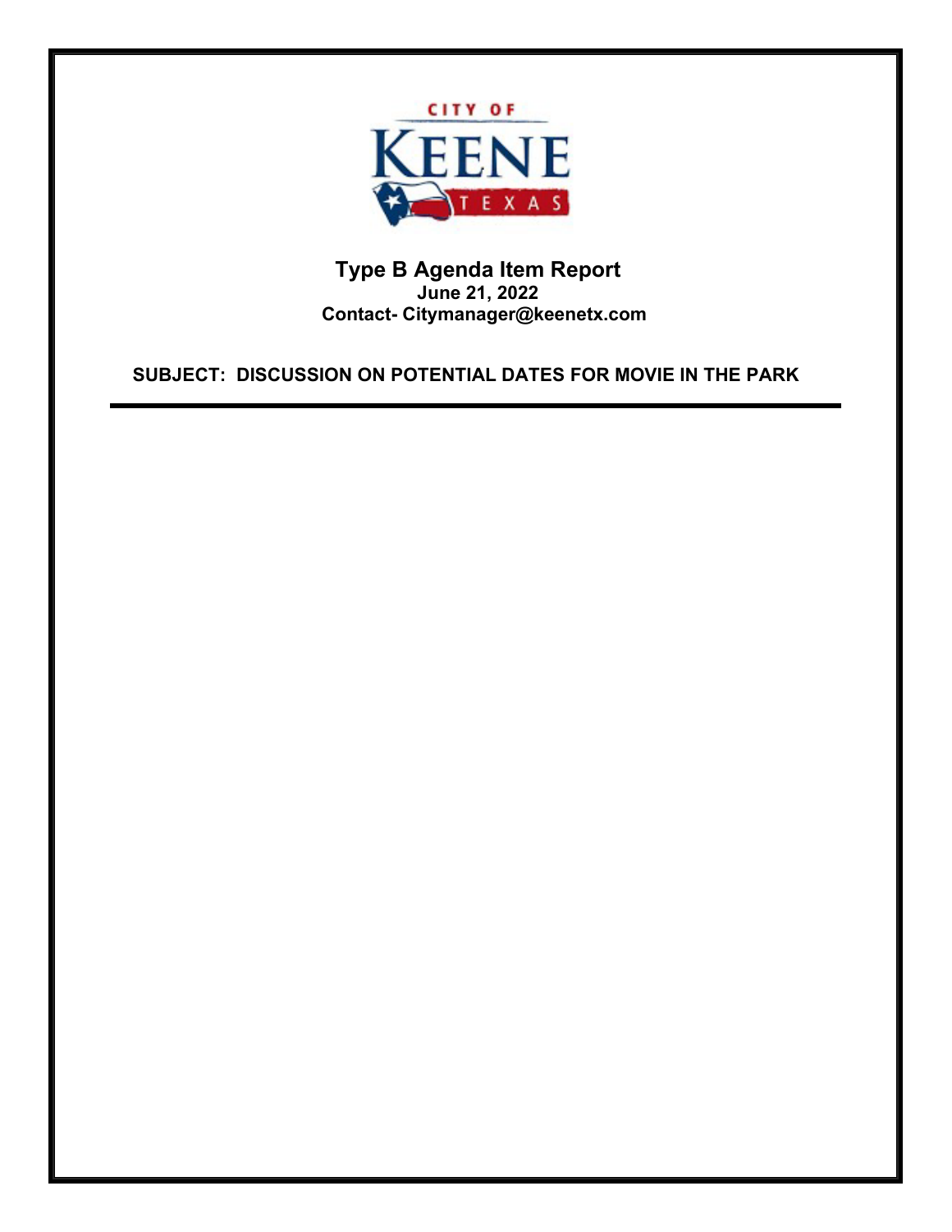CITY OF KEENE TEXAS

# Type B Agenda Item Report

**June 21, 2022**

**Contact- Citymanager@keenetx.com**

**SUBJECT: DISCUSSION ON POTENTIAL DATES FOR MOVIE IN THE PARK**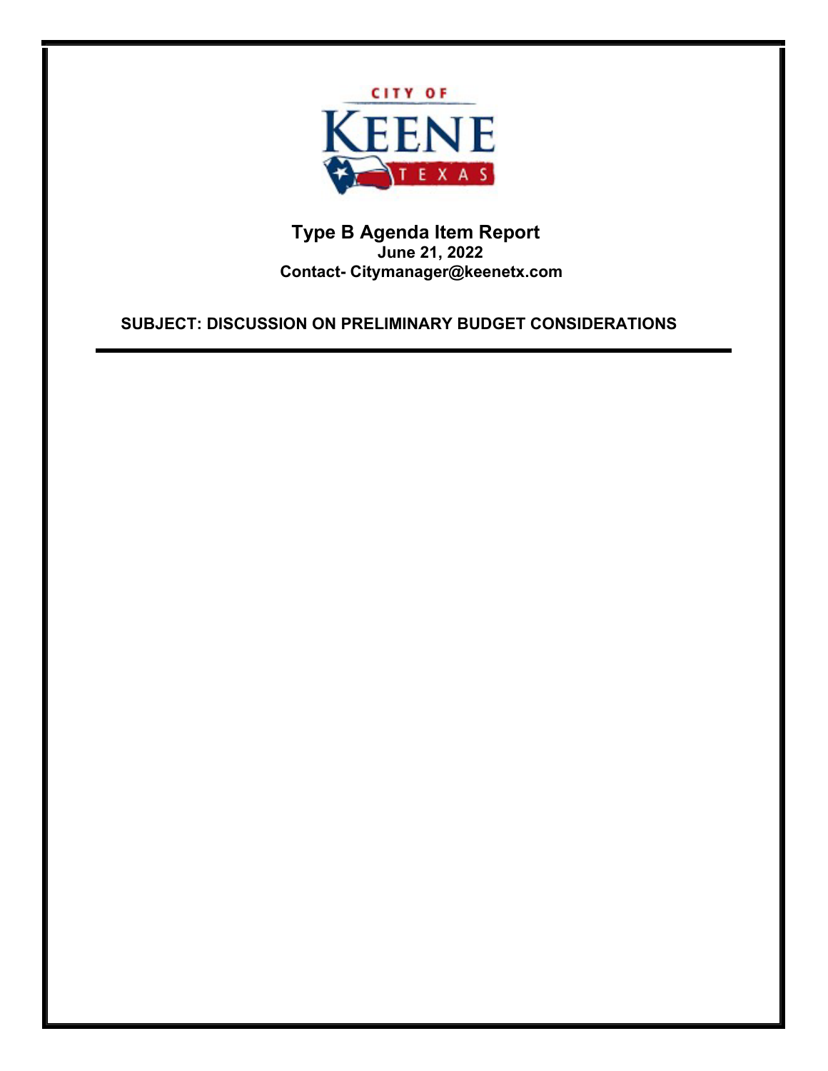CITY OF KEENE TEXAS

## Type B Agenda Item Report

**June 21, 2022**

**Contact- Citymanager@keenetx.com**

**SUBJECT: DISCUSSION ON PRELIMINARY BUDGET CONSIDERATIONS**